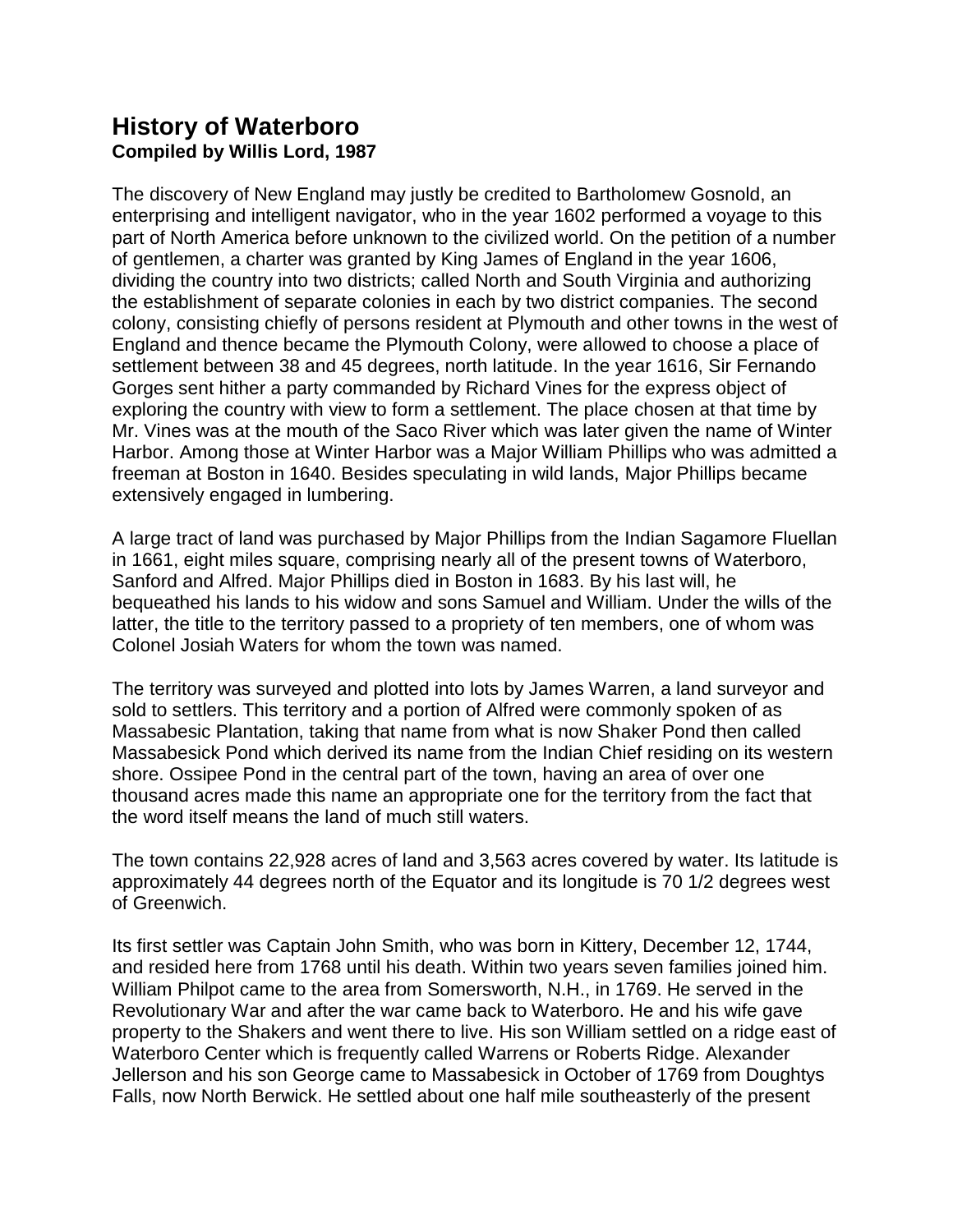# History of Waterboro

**Compiled by Willis Lord, 1987**

The discovery of New England may justly be credited to Bartholomew Gosnold, an enterprising and intelligent navigator, who in the year 1602 performed a voyage to this part of North America before unknown to the civilized world. On the petition of a number of gentlemen, a charter was granted by King James of England in the year 1606, dividing the country into two districts; called North and South Virginia and authorizing the establishment of separate colonies in each by two district companies. The second colony, consisting chiefly of persons resident at Plymouth and other towns in the west of England and thence became the Plymouth Colony, were allowed to choose a place of settlement between 38 and 45 degrees, north latitude. In the year 1616, Sir Fernando Gorges sent hither a party commanded by Richard Vines for the express object of exploring the country with view to form a settlement. The place chosen at that time by Mr. Vines was at the mouth of the Saco River which was later given the name of Winter Harbor. Among those at Winter Harbor was a Major William Phillips who was admitted a freeman at Boston in 1640. Besides speculating in wild lands, Major Phillips became extensively engaged in lumbering.

A large tract of land was purchased by Major Phillips from the Indian Sagamore Fluellan in 1661, eight miles square, comprising nearly all of the present towns of Waterboro, Sanford and Alfred. Major Phillips died in Boston in 1683. By his last will, he bequeathed his lands to his widow and sons Samuel and William. Under the wills of the latter, the title to the territory passed to a propriety of ten members, one of whom was Colonel Josiah Waters for whom the town was named.

The territory was surveyed and plotted into lots by James Warren, a land surveyor and sold to settlers. This territory and a portion of Alfred were commonly spoken of as Massabesic Plantation, taking that name from what is now Shaker Pond then called Massabesick Pond which derived its name from the Indian Chief residing on its western shore. Ossipee Pond in the central part of the town, having an area of over one thousand acres made this name an appropriate one for the territory from the fact that the word itself means the land of much still waters.

The town contains 22,928 acres of land and 3,563 acres covered by water. Its latitude is approximately 44 degrees north of the Equator and its longitude is 70 1/2 degrees west of Greenwich.

Its first settler was Captain John Smith, who was born in Kittery, December 12, 1744, and resided here from 1768 until his death. Within two years seven families joined him. William Philpot came to the area from Somersworth, N.H., in 1769. He served in the Revolutionary War and after the war came back to Waterboro. He and his wife gave property to the Shakers and went there to live. His son William settled on a ridge east of Waterboro Center which is frequently called Warrens or Roberts Ridge. Alexander Jellerson and his son George came to Massabesick in October of 1769 from Doughtys Falls, now North Berwick. He settled about one half mile southeasterly of the present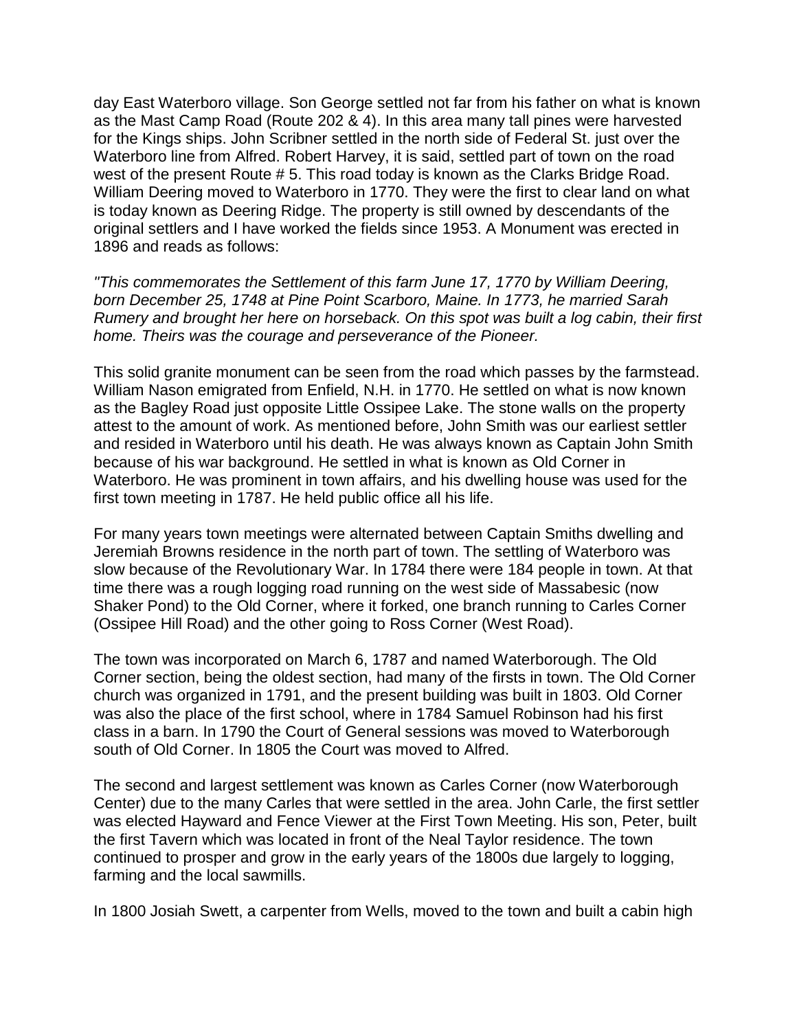day East Waterboro village. Son George settled not far from his father on what is known as the Mast Camp Road (Route 202 & 4). In this area many tall pines were harvested for the Kings ships. John Scribner settled in the north side of Federal St. just over the Waterboro line from Alfred. Robert Harvey, it is said, settled part of town on the road west of the present Route # 5. This road today is known as the Clarks Bridge Road. William Deering moved to Waterboro in 1770. They were the first to clear land on what is today known as Deering Ridge. The property is still owned by descendants of the original settlers and I have worked the fields since 1953. A Monument was erected in 1896 and reads as follows:

*"This commemorates the Settlement of this farm June 17, 1770 by William Deering, born December 25, 1748 at Pine Point Scarboro, Maine. In 1773, he married Sarah Rumery and brought her here on horseback. On this spot was built a log cabin, their first home. Theirs was the courage and perseverance of the Pioneer.*

This solid granite monument can be seen from the road which passes by the farmstead. William Nason emigrated from Enfield, N.H. in 1770. He settled on what is now known as the Bagley Road just opposite Little Ossipee Lake. The stone walls on the property attest to the amount of work. As mentioned before, John Smith was our earliest settler and resided in Waterboro until his death. He was always known as Captain John Smith because of his war background. He settled in what is known as Old Corner in Waterboro. He was prominent in town affairs, and his dwelling house was used for the first town meeting in 1787. He held public office all his life.

For many years town meetings were alternated between Captain Smiths dwelling and Jeremiah Browns residence in the north part of town. The settling of Waterboro was slow because of the Revolutionary War. In 1784 there were 184 people in town. At that time there was a rough logging road running on the west side of Massabesic (now Shaker Pond) to the Old Corner, where it forked, one branch running to Carles Corner (Ossipee Hill Road) and the other going to Ross Corner (West Road).

The town was incorporated on March 6, 1787 and named Waterborough. The Old Corner section, being the oldest section, had many of the firsts in town. The Old Corner church was organized in 1791, and the present building was built in 1803. Old Corner was also the place of the first school, where in 1784 Samuel Robinson had his first class in a barn. In 1790 the Court of General sessions was moved to Waterborough south of Old Corner. In 1805 the Court was moved to Alfred.

The second and largest settlement was known as Carles Corner (now Waterborough Center) due to the many Carles that were settled in the area. John Carle, the first settler was elected Hayward and Fence Viewer at the First Town Meeting. His son, Peter, built the first Tavern which was located in front of the Neal Taylor residence. The town continued to prosper and grow in the early years of the 1800s due largely to logging, farming and the local sawmills.

In 1800 Josiah Swett, a carpenter from Wells, moved to the town and built a cabin high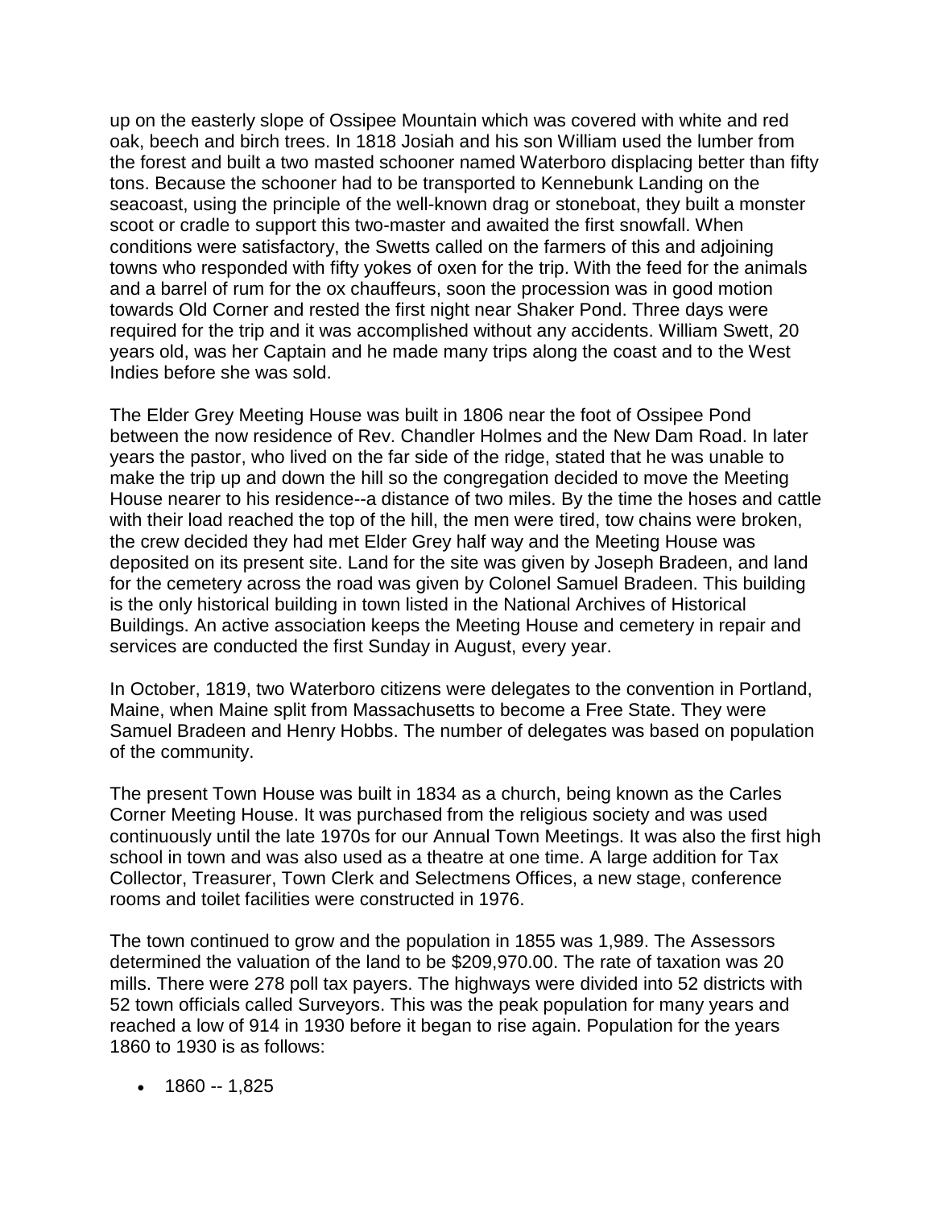up on the easterly slope of Ossipee Mountain which was covered with white and red oak, beech and birch trees. In 1818 Josiah and his son William used the lumber from the forest and built a two masted schooner named Waterboro displacing better than fifty tons. Because the schooner had to be transported to Kennebunk Landing on the seacoast, using the principle of the well-known drag or stoneboat, they built a monster scoot or cradle to support this two-master and awaited the first snowfall. When conditions were satisfactory, the Swetts called on the farmers of this and adjoining towns who responded with fifty yokes of oxen for the trip. With the feed for the animals and a barrel of rum for the ox chauffeurs, soon the procession was in good motion towards Old Corner and rested the first night near Shaker Pond. Three days were required for the trip and it was accomplished without any accidents. William Swett, 20 years old, was her Captain and he made many trips along the coast and to the West Indies before she was sold.

The Elder Grey Meeting House was built in 1806 near the foot of Ossipee Pond between the now residence of Rev. Chandler Holmes and the New Dam Road. In later years the pastor, who lived on the far side of the ridge, stated that he was unable to make the trip up and down the hill so the congregation decided to move the Meeting House nearer to his residence--a distance of two miles. By the time the hoses and cattle with their load reached the top of the hill, the men were tired, tow chains were broken, the crew decided they had met Elder Grey half way and the Meeting House was deposited on its present site. Land for the site was given by Joseph Bradeen, and land for the cemetery across the road was given by Colonel Samuel Bradeen. This building is the only historical building in town listed in the National Archives of Historical Buildings. An active association keeps the Meeting House and cemetery in repair and services are conducted the first Sunday in August, every year.

In October, 1819, two Waterboro citizens were delegates to the convention in Portland, Maine, when Maine split from Massachusetts to become a Free State. They were Samuel Bradeen and Henry Hobbs. The number of delegates was based on population of the community.

The present Town House was built in 1834 as a church, being known as the Carles Corner Meeting House. It was purchased from the religious society and was used continuously until the late 1970s for our Annual Town Meetings. It was also the first high school in town and was also used as a theatre at one time. A large addition for Tax Collector, Treasurer, Town Clerk and Selectmens Offices, a new stage, conference rooms and toilet facilities were constructed in 1976.

The town continued to grow and the population in 1855 was 1,989. The Assessors determined the valuation of the land to be $209,970.00. The rate of taxation was 20 mills. There were 278 poll tax payers. The highways were divided into 52 districts with 52 town officials called Surveyors. This was the peak population for many years and reached a low of 914 in 1930 before it began to rise again. Population for the years 1860 to 1930 is as follows:

- 1860 -- 1,825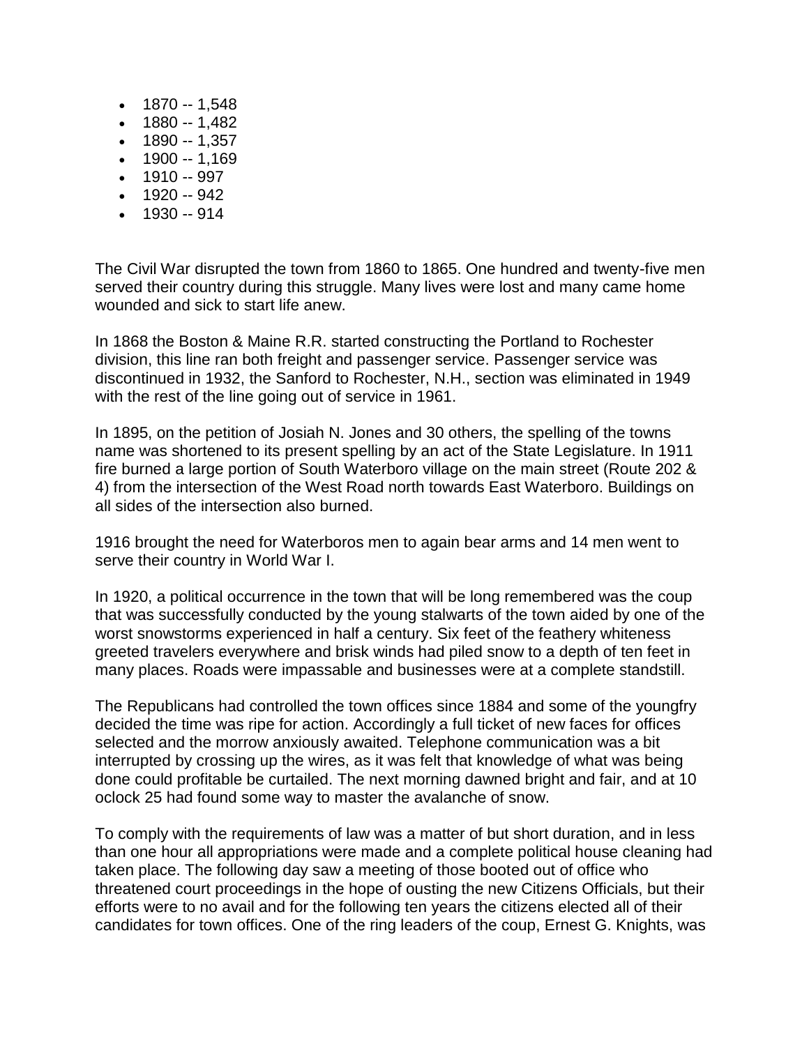- 1870 -- 1,548
- 1880 -- 1,482
- 1890 -- 1,357
- 1900 -- 1,169
- 1910 -- 997
- 1920 -- 942
- 1930 -- 914

The Civil War disrupted the town from 1860 to 1865. One hundred and twenty-five men served their country during this struggle. Many lives were lost and many came home wounded and sick to start life anew.

In 1868 the Boston & Maine R.R. started constructing the Portland to Rochester division, this line ran both freight and passenger service. Passenger service was discontinued in 1932, the Sanford to Rochester, N.H., section was eliminated in 1949 with the rest of the line going out of service in 1961.

In 1895, on the petition of Josiah N. Jones and 30 others, the spelling of the towns name was shortened to its present spelling by an act of the State Legislature. In 1911 fire burned a large portion of South Waterboro village on the main street (Route 202 & 4) from the intersection of the West Road north towards East Waterboro. Buildings on all sides of the intersection also burned.

1916 brought the need for Waterboros men to again bear arms and 14 men went to serve their country in World War I.

In 1920, a political occurrence in the town that will be long remembered was the coup that was successfully conducted by the young stalwarts of the town aided by one of the worst snowstorms experienced in half a century. Six feet of the feathery whiteness greeted travelers everywhere and brisk winds had piled snow to a depth of ten feet in many places. Roads were impassable and businesses were at a complete standstill.

The Republicans had controlled the town offices since 1884 and some of the youngfry decided the time was ripe for action. Accordingly a full ticket of new faces for offices selected and the morrow anxiously awaited. Telephone communication was a bit interrupted by crossing up the wires, as it was felt that knowledge of what was being done could profitable be curtailed. The next morning dawned bright and fair, and at 10 oclock 25 had found some way to master the avalanche of snow.

To comply with the requirements of law was a matter of but short duration, and in less than one hour all appropriations were made and a complete political house cleaning had taken place. The following day saw a meeting of those booted out of office who threatened court proceedings in the hope of ousting the new Citizens Officials, but their efforts were to no avail and for the following ten years the citizens elected all of their candidates for town offices. One of the ring leaders of the coup, Ernest G. Knights, was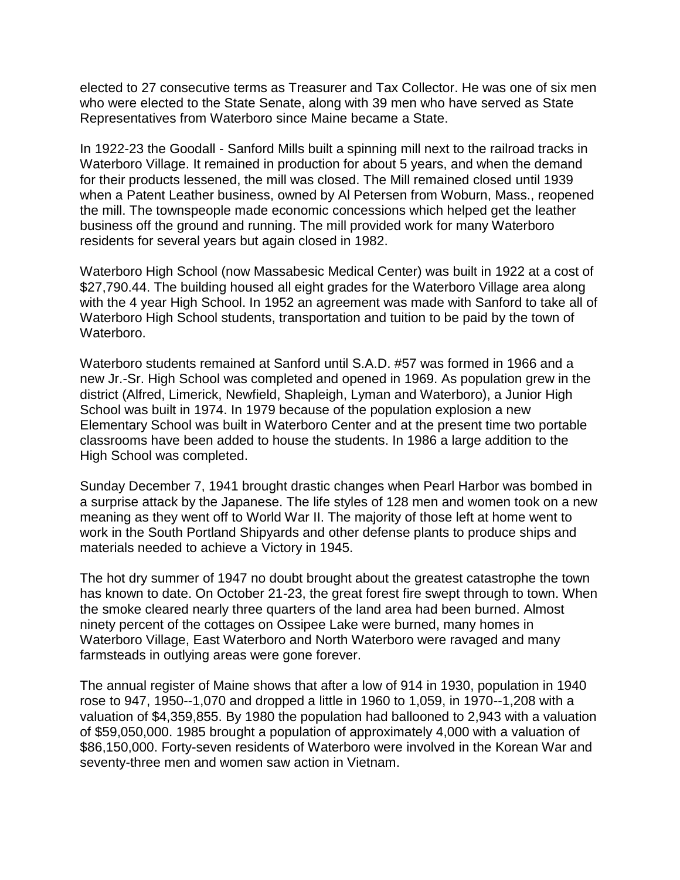elected to 27 consecutive terms as Treasurer and Tax Collector. He was one of six men who were elected to the State Senate, along with 39 men who have served as State Representatives from Waterboro since Maine became a State.

In 1922-23 the Goodall - Sanford Mills built a spinning mill next to the railroad tracks in Waterboro Village. It remained in production for about 5 years, and when the demand for their products lessened, the mill was closed. The Mill remained closed until 1939 when a Patent Leather business, owned by Al Petersen from Woburn, Mass., reopened the mill. The townspeople made economic concessions which helped get the leather business off the ground and running. The mill provided work for many Waterboro residents for several years but again closed in 1982.

Waterboro High School (now Massabesic Medical Center) was built in 1922 at a cost of $27,790.44. The building housed all eight grades for the Waterboro Village area along with the 4 year High School. In 1952 an agreement was made with Sanford to take all of Waterboro High School students, transportation and tuition to be paid by the town of Waterboro.

Waterboro students remained at Sanford until S.A.D. #57 was formed in 1966 and a new Jr.-Sr. High School was completed and opened in 1969. As population grew in the district (Alfred, Limerick, Newfield, Shapleigh, Lyman and Waterboro), a Junior High School was built in 1974. In 1979 because of the population explosion a new Elementary School was built in Waterboro Center and at the present time two portable classrooms have been added to house the students. In 1986 a large addition to the High School was completed.

Sunday December 7, 1941 brought drastic changes when Pearl Harbor was bombed in a surprise attack by the Japanese. The life styles of 128 men and women took on a new meaning as they went off to World War II. The majority of those left at home went to work in the South Portland Shipyards and other defense plants to produce ships and materials needed to achieve a Victory in 1945.

The hot dry summer of 1947 no doubt brought about the greatest catastrophe the town has known to date. On October 21-23, the great forest fire swept through to town. When the smoke cleared nearly three quarters of the land area had been burned. Almost ninety percent of the cottages on Ossipee Lake were burned, many homes in Waterboro Village, East Waterboro and North Waterboro were ravaged and many farmsteads in outlying areas were gone forever.

The annual register of Maine shows that after a low of 914 in 1930, population in 1940 rose to 947, 1950--1,070 and dropped a little in 1960 to 1,059, in 1970--1,208 with a valuation of $4,359,855. By 1980 the population had ballooned to 2,943 with a valuation of $59,050,000. 1985 brought a population of approximately 4,000 with a valuation of $86,150,000. Forty-seven residents of Waterboro were involved in the Korean War and seventy-three men and women saw action in Vietnam.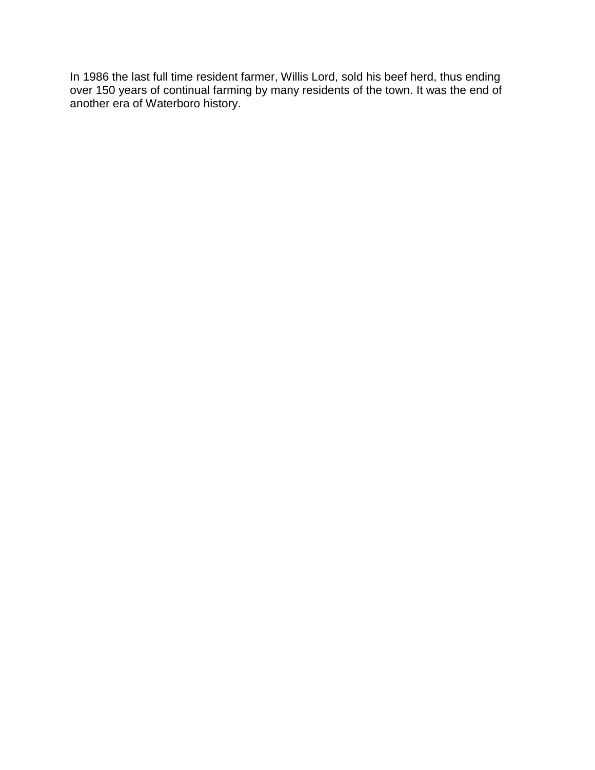In 1986 the last full time resident farmer, Willis Lord, sold his beef herd, thus ending over 150 years of continual farming by many residents of the town. It was the end of another era of Waterboro history.